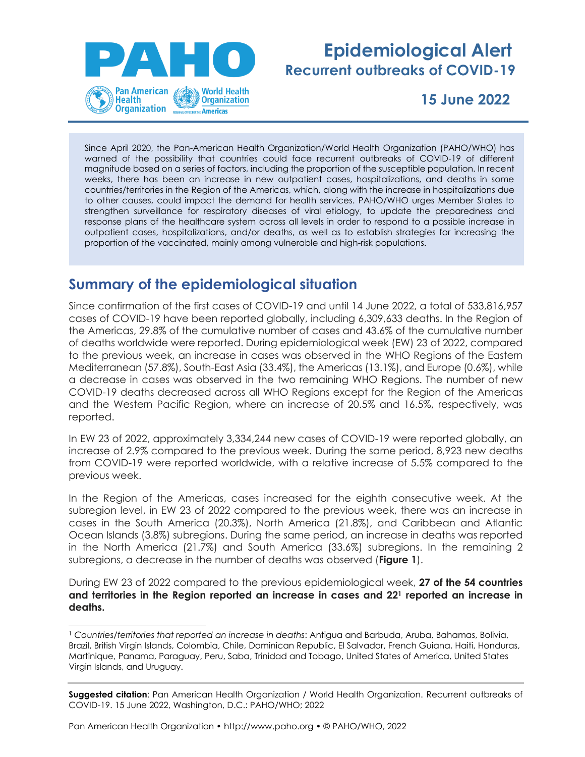# Epidemiological Alert

## Recurrent outbreaks of COVID-19

## 15 June 2022

Since April 2020, the Pan-American Health Organization/World Health Organization (PAHO/WHO) has warned of the possibility that countries could face recurrent outbreaks of COVID-19 of different magnitude based on a series of factors, including the proportion of the susceptible population. In recent weeks, there has been an increase in new outpatient cases, hospitalizations, and deaths in some countries/territories in the Region of the Americas, which, along with the increase in hospitalizations due to other causes, could impact the demand for health services. PAHO/WHO urges Member States to strengthen surveillance for respiratory diseases of viral etiology, to update the preparedness and response plans of the healthcare system across all levels in order to respond to a possible increase in outpatient cases, hospitalizations, and/or deaths, as well as to establish strategies for increasing the proportion of the vaccinated, mainly among vulnerable and high-risk populations.

## Summary of the epidemiological situation

Since confirmation of the first cases of COVID-19 and until 14 June 2022, a total of 533,816,957 cases of COVID-19 have been reported globally, including 6,309,633 deaths. In the Region of the Americas, 29.8% of the cumulative number of cases and 43.6% of the cumulative number of deaths worldwide were reported. During epidemiological week (EW) 23 of 2022, compared to the previous week, an increase in cases was observed in the WHO Regions of the Eastern Mediterranean (57.8%), South-East Asia (33.4%), the Americas (13.1%), and Europe (0.6%), while a decrease in cases was observed in the two remaining WHO Regions. The number of new COVID-19 deaths decreased across all WHO Regions except for the Region of the Americas and the Western Pacific Region, where an increase of 20.5% and 16.5%, respectively, was reported.

In EW 23 of 2022, approximately 3,334,244 new cases of COVID-19 were reported globally, an increase of 2.9% compared to the previous week. During the same period, 8,923 new deaths from COVID-19 were reported worldwide, with a relative increase of 5.5% compared to the previous week.

In the Region of the Americas, cases increased for the eighth consecutive week. At the subregion level, in EW 23 of 2022 compared to the previous week, there was an increase in cases in the South America (20.3%), North America (21.8%), and Caribbean and Atlantic Ocean Islands (3.8%) subregions. During the same period, an increase in deaths was reported in the North America (21.7%) and South America (33.6%) subregions. In the remaining 2 subregions, a decrease in the number of deaths was observed (**Figure 1**).

During EW 23 of 2022 compared to the previous epidemiological week, **27 of the 54 countries and territories in the Region reported an increase in cases and 22[1] reported an increase in deaths.**

[1] *Countries/territories that reported an increase in deaths*: Antigua and Barbuda, Aruba, Bahamas, Bolivia, Brazil, British Virgin Islands, Colombia, Chile, Dominican Republic, El Salvador, French Guiana, Haiti, Honduras, Martinique, Panama, Paraguay, Peru, Saba, Trinidad and Tobago, United States of America, United States Virgin Islands, and Uruguay.

**Suggested citation**: Pan American Health Organization / World Health Organization. Recurrent outbreaks of COVID-19. 15 June 2022, Washington, D.C.: PAHO/WHO; 2022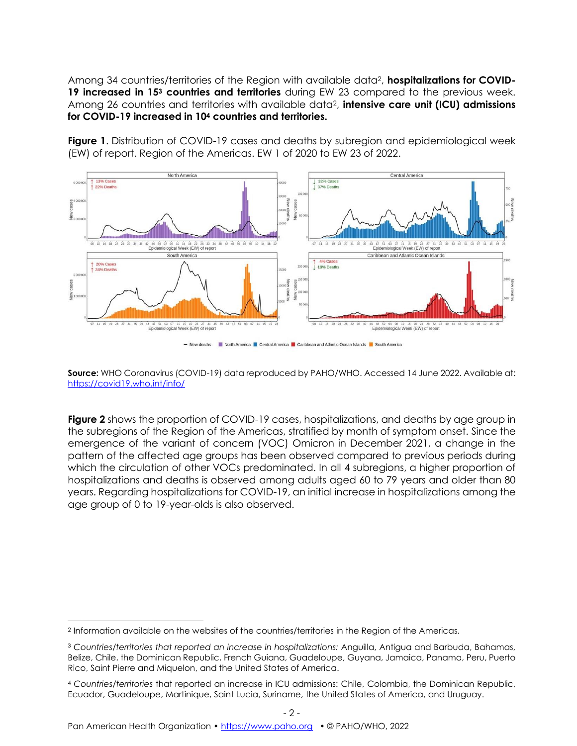Among 34 countries/territories of the Region with available data[2], **hospitalizations for COVID-19 increased in 15[3] countries and territories** during EW 23 compared to the previous week. Among 26 countries and territories with available data[2], **intensive care unit (ICU) admissions for COVID-19 increased in 10[4] countries and territories.**

**Figure 1**. Distribution of COVID-19 cases and deaths by subregion and epidemiological week (EW) of report. Region of the Americas. EW 1 of 2020 to EW 23 of 2022.

**Source:** WHO Coronavirus (COVID-19) data reproduced by PAHO/WHO. Accessed 14 June 2022. Available at: https://covid19.who.int/info/

**Figure 2** shows the proportion of COVID-19 cases, hospitalizations, and deaths by age group in the subregions of the Region of the Americas, stratified by month of symptom onset. Since the emergence of the variant of concern (VOC) Omicron in December 2021, a change in the pattern of the affected age groups has been observed compared to previous periods during which the circulation of other VOCs predominated. In all 4 subregions, a higher proportion of hospitalizations and deaths is observed among adults aged 60 to 79 years and older than 80 years. Regarding hospitalizations for COVID-19, an initial increase in hospitalizations among the age group of 0 to 19-year-olds is also observed.

---

[2] Information available on the websites of the countries/territories in the Region of the Americas.

[3] *Countries/territories that reported an increase in hospitalizations:* Anguilla, Antigua and Barbuda, Bahamas, Belize, Chile, the Dominican Republic, French Guiana, Guadeloupe, Guyana, Jamaica, Panama, Peru, Puerto Rico, Saint Pierre and Miquelon, and the United States of America.

[4] *Countries/territories* that reported an increase in ICU admissions: Chile, Colombia, the Dominican Republic, Ecuador, Guadeloupe, Martinique, Saint Lucia, Suriname, the United States of America, and Uruguay.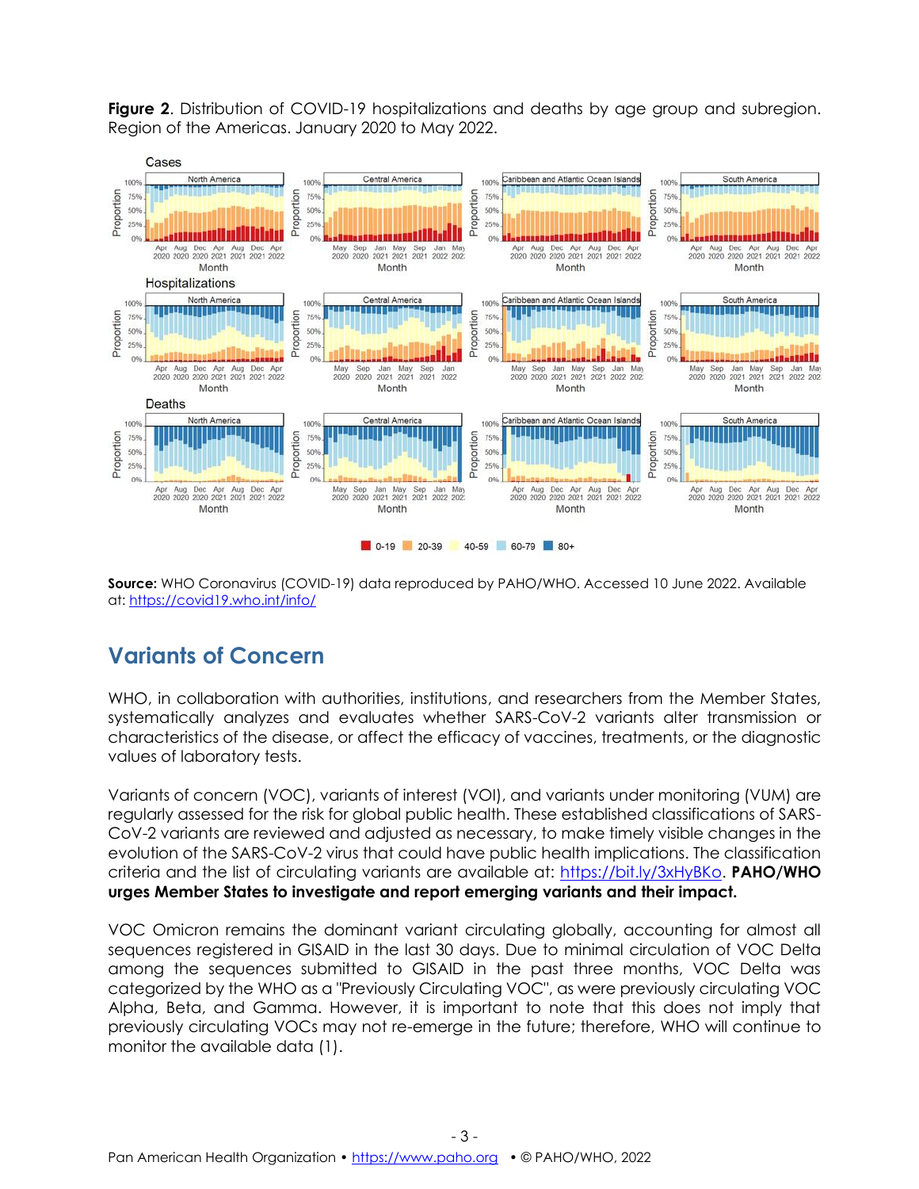**Figure 2**. Distribution of COVID-19 hospitalizations and deaths by age group and subregion. Region of the Americas. January 2020 to May 2022.

**Source:** WHO Coronavirus (COVID-19) data reproduced by PAHO/WHO. Accessed 10 June 2022. Available at: https://covid19.who.int/info/

## Variants of Concern

WHO, in collaboration with authorities, institutions, and researchers from the Member States, systematically analyzes and evaluates whether SARS-CoV-2 variants alter transmission or characteristics of the disease, or affect the efficacy of vaccines, treatments, or the diagnostic values of laboratory tests.

Variants of concern (VOC), variants of interest (VOI), and variants under monitoring (VUM) are regularly assessed for the risk for global public health. These established classifications of SARS-CoV-2 variants are reviewed and adjusted as necessary, to make timely visible changes in the evolution of the SARS-CoV-2 virus that could have public health implications. The classification criteria and the list of circulating variants are available at: https://bit.ly/3xHyBKo. **PAHO/WHO urges Member States to investigate and report emerging variants and their impact.**

VOC Omicron remains the dominant variant circulating globally, accounting for almost all sequences registered in GISAID in the last 30 days. Due to minimal circulation of VOC Delta among the sequences submitted to GISAID in the past three months, VOC Delta was categorized by the WHO as a "Previously Circulating VOC", as were previously circulating VOC Alpha, Beta, and Gamma. However, it is important to note that this does not imply that previously circulating VOCs may not re-emerge in the future; therefore, WHO will continue to monitor the available data (1).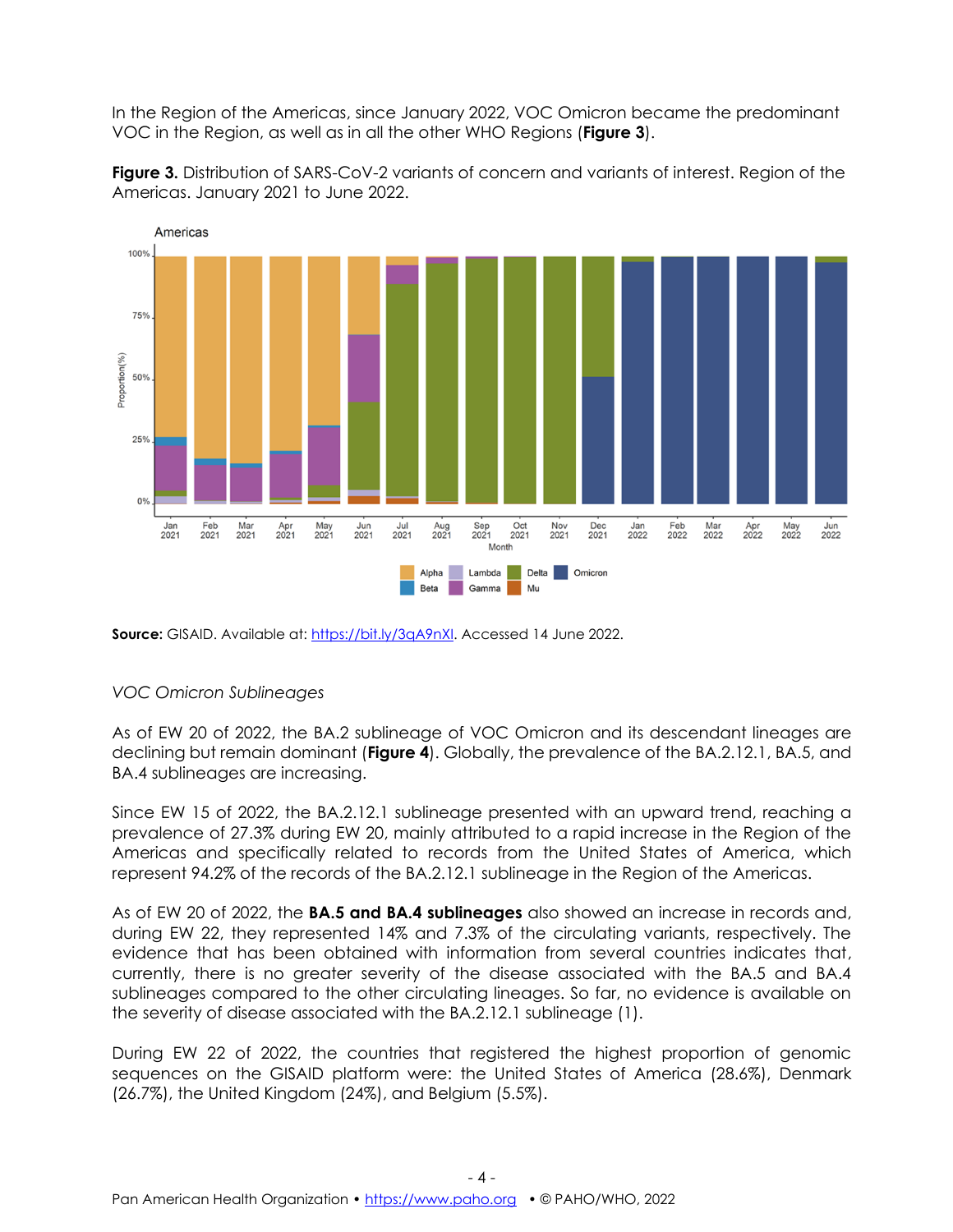In the Region of the Americas, since January 2022, VOC Omicron became the predominant VOC in the Region, as well as in all the other WHO Regions (**Figure 3**).

**Figure 3.** Distribution of SARS-CoV-2 variants of concern and variants of interest. Region of the Americas. January 2021 to June 2022.

**Source:** GISAID. Available at: https://bit.ly/3qA9nXl. Accessed 14 June 2022.

*VOC Omicron Sublineages*

As of EW 20 of 2022, the BA.2 sublineage of VOC Omicron and its descendant lineages are declining but remain dominant (**Figure 4**). Globally, the prevalence of the BA.2.12.1, BA.5, and BA.4 sublineages are increasing.

Since EW 15 of 2022, the BA.2.12.1 sublineage presented with an upward trend, reaching a prevalence of 27.3% during EW 20, mainly attributed to a rapid increase in the Region of the Americas and specifically related to records from the United States of America, which represent 94.2% of the records of the BA.2.12.1 sublineage in the Region of the Americas.

As of EW 20 of 2022, the **BA.5 and BA.4 sublineages** also showed an increase in records and, during EW 22, they represented 14% and 7.3% of the circulating variants, respectively. The evidence that has been obtained with information from several countries indicates that, currently, there is no greater severity of the disease associated with the BA.5 and BA.4 sublineages compared to the other circulating lineages. So far, no evidence is available on the severity of disease associated with the BA.2.12.1 sublineage (1).

During EW 22 of 2022, the countries that registered the highest proportion of genomic sequences on the GISAID platform were: the United States of America (28.6%), Denmark (26.7%), the United Kingdom (24%), and Belgium (5.5%).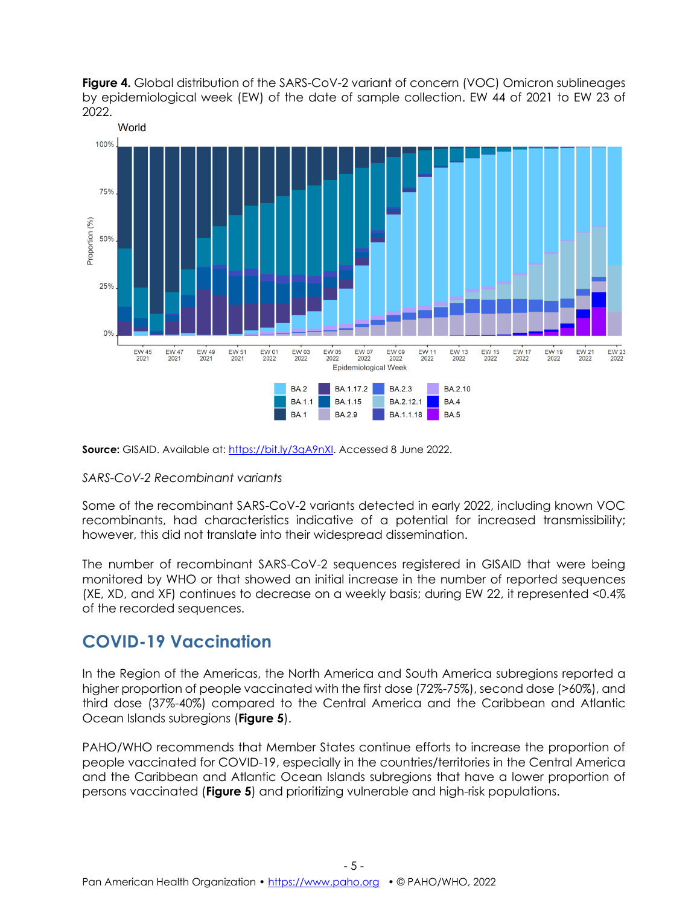**Figure 4.** Global distribution of the SARS-CoV-2 variant of concern (VOC) Omicron sublineages by epidemiological week (EW) of the date of sample collection. EW 44 of 2021 to EW 23 of 2022.

**Source:** GISAID. Available at: https://bit.ly/3qA9nXl. Accessed 8 June 2022.

*SARS-CoV-2 Recombinant variants*

Some of the recombinant SARS-CoV-2 variants detected in early 2022, including known VOC recombinants, had characteristics indicative of a potential for increased transmissibility; however, this did not translate into their widespread dissemination.

The number of recombinant SARS-CoV-2 sequences registered in GISAID that were being monitored by WHO or that showed an initial increase in the number of reported sequences (XE, XD, and XF) continues to decrease on a weekly basis; during EW 22, it represented <0.4% of the recorded sequences.

## COVID-19 Vaccination

In the Region of the Americas, the North America and South America subregions reported a higher proportion of people vaccinated with the first dose (72%-75%), second dose (>60%), and third dose (37%-40%) compared to the Central America and the Caribbean and Atlantic Ocean Islands subregions (**Figure 5**).

PAHO/WHO recommends that Member States continue efforts to increase the proportion of people vaccinated for COVID-19, especially in the countries/territories in the Central America and the Caribbean and Atlantic Ocean Islands subregions that have a lower proportion of persons vaccinated (**Figure 5**) and prioritizing vulnerable and high-risk populations.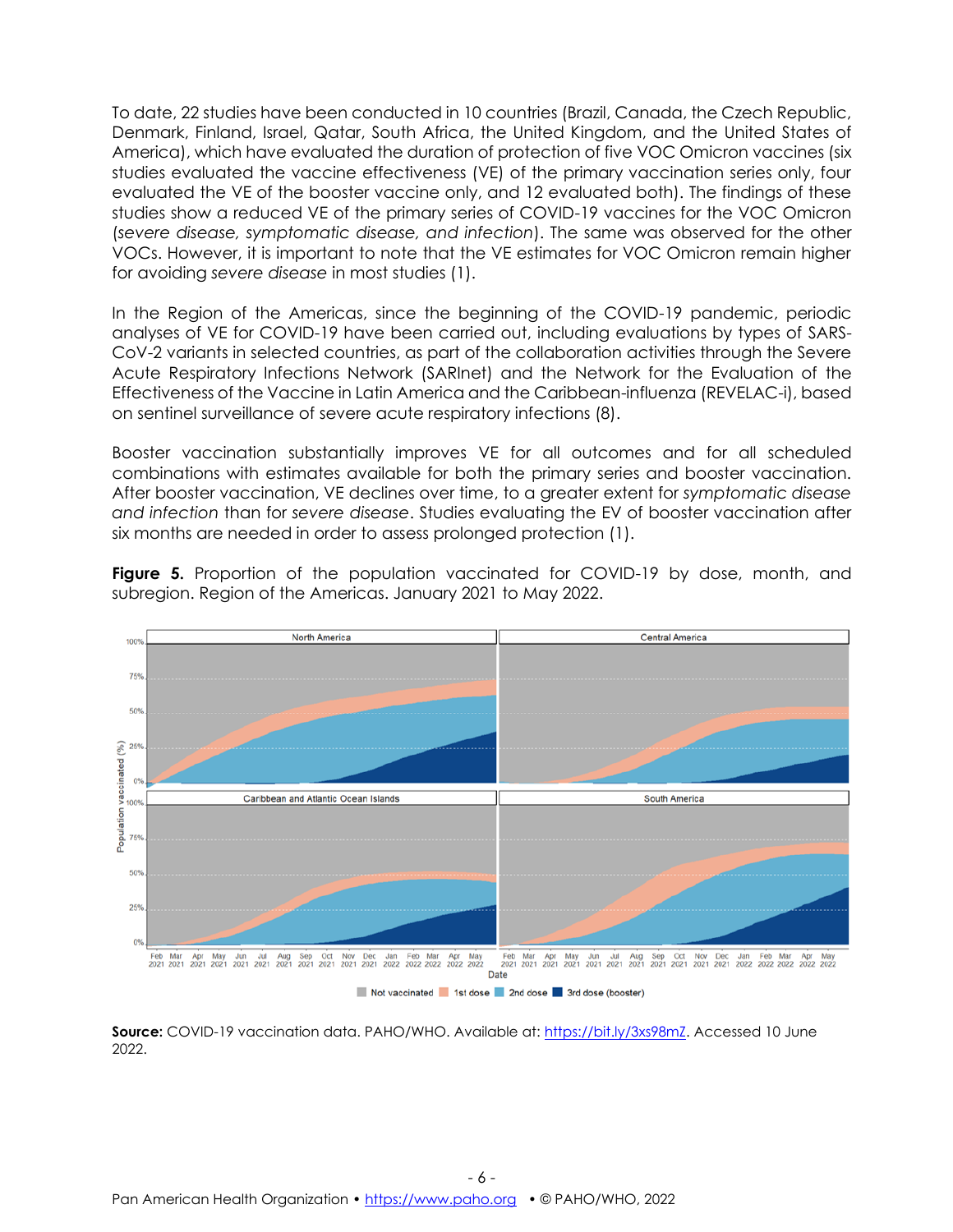To date, 22 studies have been conducted in 10 countries (Brazil, Canada, the Czech Republic, Denmark, Finland, Israel, Qatar, South Africa, the United Kingdom, and the United States of America), which have evaluated the duration of protection of five VOC Omicron vaccines (six studies evaluated the vaccine effectiveness (VE) of the primary vaccination series only, four evaluated the VE of the booster vaccine only, and 12 evaluated both). The findings of these studies show a reduced VE of the primary series of COVID-19 vaccines for the VOC Omicron (*severe disease, symptomatic disease, and infection*). The same was observed for the other VOCs. However, it is important to note that the VE estimates for VOC Omicron remain higher for avoiding *severe disease* in most studies (1).

In the Region of the Americas, since the beginning of the COVID-19 pandemic, periodic analyses of VE for COVID-19 have been carried out, including evaluations by types of SARS-CoV-2 variants in selected countries, as part of the collaboration activities through the Severe Acute Respiratory Infections Network (SARInet) and the Network for the Evaluation of the Effectiveness of the Vaccine in Latin America and the Caribbean-influenza (REVELAC-i), based on sentinel surveillance of severe acute respiratory infections (8).

Booster vaccination substantially improves VE for all outcomes and for all scheduled combinations with estimates available for both the primary series and booster vaccination. After booster vaccination, VE declines over time, to a greater extent for *symptomatic disease and infection* than for *severe disease*. Studies evaluating the EV of booster vaccination after six months are needed in order to assess prolonged protection (1).

**Figure 5.** Proportion of the population vaccinated for COVID-19 by dose, month, and subregion. Region of the Americas. January 2021 to May 2022.

**Source:** COVID-19 vaccination data. PAHO/WHO. Available at: https://bit.ly/3xs98mZ. Accessed 10 June 2022.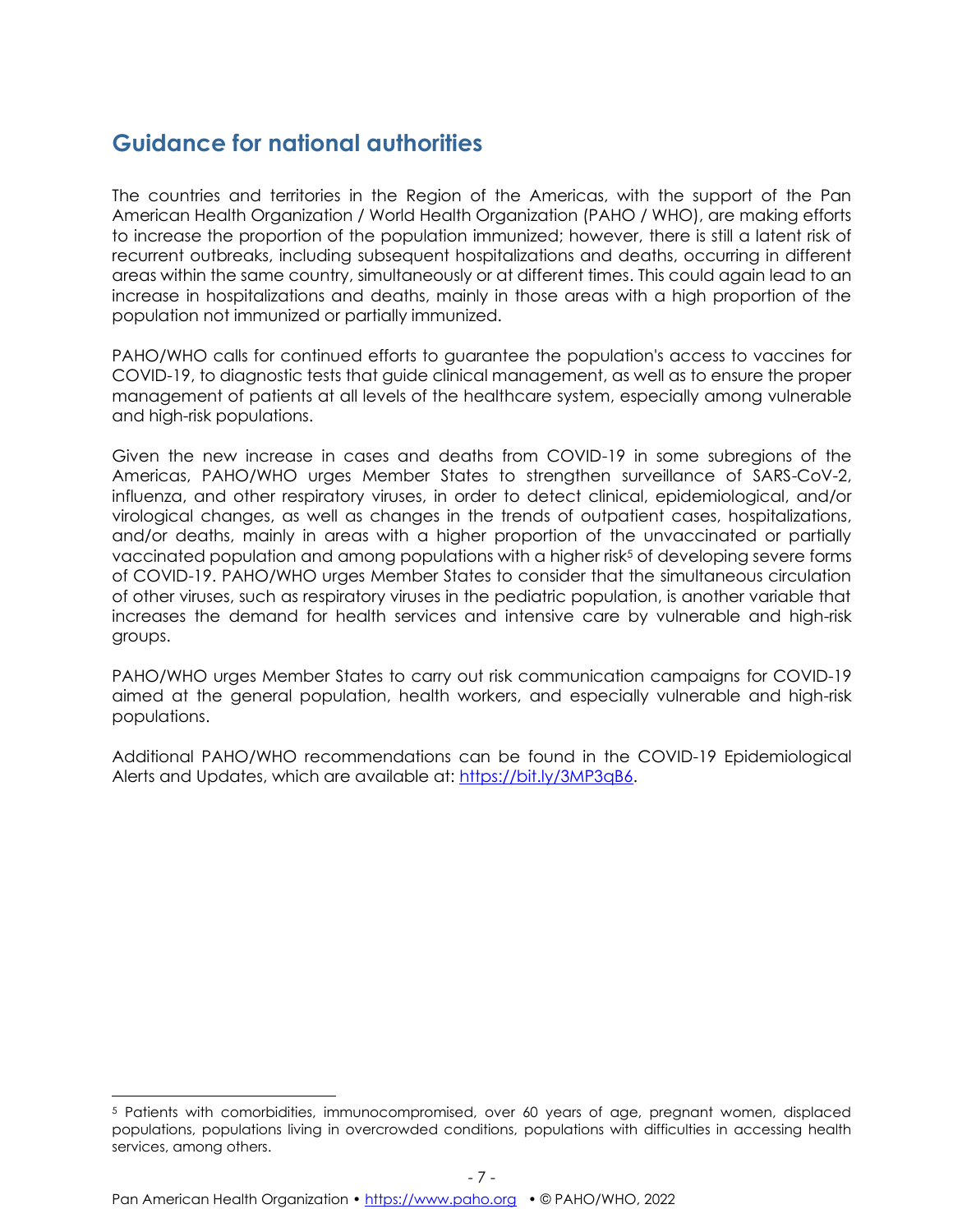## Guidance for national authorities

The countries and territories in the Region of the Americas, with the support of the Pan American Health Organization / World Health Organization (PAHO / WHO), are making efforts to increase the proportion of the population immunized; however, there is still a latent risk of recurrent outbreaks, including subsequent hospitalizations and deaths, occurring in different areas within the same country, simultaneously or at different times. This could again lead to an increase in hospitalizations and deaths, mainly in those areas with a high proportion of the population not immunized or partially immunized.

PAHO/WHO calls for continued efforts to guarantee the population's access to vaccines for COVID-19, to diagnostic tests that guide clinical management, as well as to ensure the proper management of patients at all levels of the healthcare system, especially among vulnerable and high-risk populations.

Given the new increase in cases and deaths from COVID-19 in some subregions of the Americas, PAHO/WHO urges Member States to strengthen surveillance of SARS-CoV-2, influenza, and other respiratory viruses, in order to detect clinical, epidemiological, and/or virological changes, as well as changes in the trends of outpatient cases, hospitalizations, and/or deaths, mainly in areas with a higher proportion of the unvaccinated or partially vaccinated population and among populations with a higher risk[5] of developing severe forms of COVID-19. PAHO/WHO urges Member States to consider that the simultaneous circulation of other viruses, such as respiratory viruses in the pediatric population, is another variable that increases the demand for health services and intensive care by vulnerable and high-risk groups.

PAHO/WHO urges Member States to carry out risk communication campaigns for COVID-19 aimed at the general population, health workers, and especially vulnerable and high-risk populations.

Additional PAHO/WHO recommendations can be found in the COVID-19 Epidemiological Alerts and Updates, which are available at: [https://bit.ly/3MP3qB6](https://bit.ly/3MP3qB6).

---

[5] Patients with comorbidities, immunocompromised, over 60 years of age, pregnant women, displaced populations, populations living in overcrowded conditions, populations with difficulties in accessing health services, among others.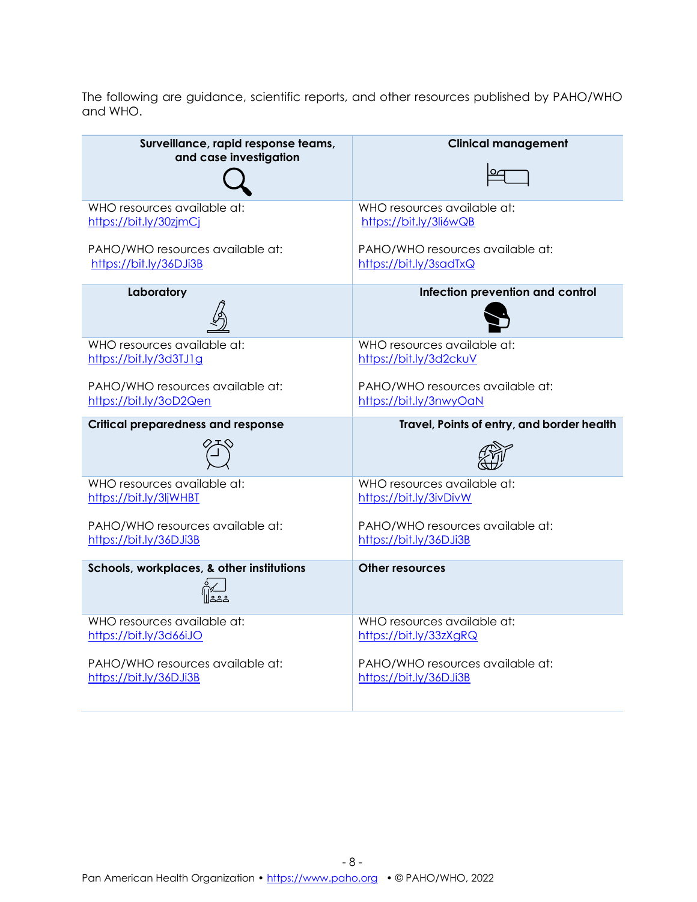The following are guidance, scientific reports, and other resources published by PAHO/WHO and WHO.

| Surveillance, rapid response teams, and case investigation | Clinical management |
|---|---|
| WHO resources available at: https://bit.ly/30zjmCj<br><br>PAHO/WHO resources available at: https://bit.ly/36DJi3B | WHO resources available at: https://bit.ly/3li6wQB<br><br>PAHO/WHO resources available at: https://bit.ly/3sadTxQ |
| **Laboratory** | **Infection prevention and control** |
| WHO resources available at: https://bit.ly/3d3TJ1g<br><br>PAHO/WHO resources available at: https://bit.ly/3oD2Qen | WHO resources available at: https://bit.ly/3d2ckuV<br><br>PAHO/WHO resources available at: https://bit.ly/3nwyOaN |
| **Critical preparedness and response** | **Travel, Points of entry, and border health** |
| WHO resources available at: https://bit.ly/3ljWHBT<br><br>PAHO/WHO resources available at: https://bit.ly/36DJi3B | WHO resources available at: https://bit.ly/3ivDivW<br><br>PAHO/WHO resources available at: https://bit.ly/36DJi3B |
| **Schools, workplaces, & other institutions** | **Other resources** |
| WHO resources available at: https://bit.ly/3d66iJO<br><br>PAHO/WHO resources available at: https://bit.ly/36DJi3B | WHO resources available at: https://bit.ly/33zXgRQ<br><br>PAHO/WHO resources available at: https://bit.ly/36DJi3B |

Pan American Health Organization • https://www.paho.org • © PAHO/WHO, 2022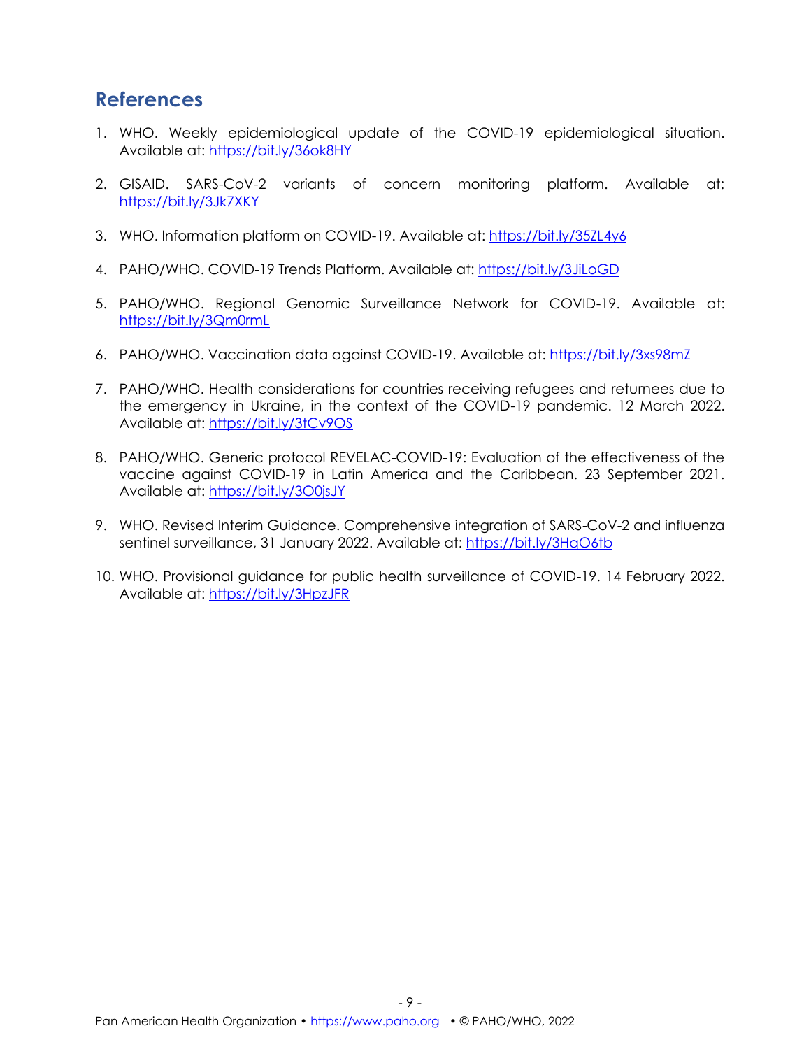## References

1. WHO. Weekly epidemiological update of the COVID-19 epidemiological situation. Available at: https://bit.ly/36ok8HY

2. GISAID. SARS-CoV-2 variants of concern monitoring platform. Available at: https://bit.ly/3Jk7XKY

3. WHO. Information platform on COVID-19. Available at: https://bit.ly/35ZL4y6

4. PAHO/WHO. COVID-19 Trends Platform. Available at: https://bit.ly/3JiLoGD

5. PAHO/WHO. Regional Genomic Surveillance Network for COVID-19. Available at: https://bit.ly/3Qm0rmL

6. PAHO/WHO. Vaccination data against COVID-19. Available at: https://bit.ly/3xs98mZ

7. PAHO/WHO. Health considerations for countries receiving refugees and returnees due to the emergency in Ukraine, in the context of the COVID-19 pandemic. 12 March 2022. Available at: https://bit.ly/3tCv9OS

8. PAHO/WHO. Generic protocol REVELAC-COVID-19: Evaluation of the effectiveness of the vaccine against COVID-19 in Latin America and the Caribbean. 23 September 2021. Available at: https://bit.ly/3O0jsJY

9. WHO. Revised Interim Guidance. Comprehensive integration of SARS-CoV-2 and influenza sentinel surveillance, 31 January 2022. Available at: https://bit.ly/3HqO6tb

10. WHO. Provisional guidance for public health surveillance of COVID-19. 14 February 2022. Available at: https://bit.ly/3HpzJFR